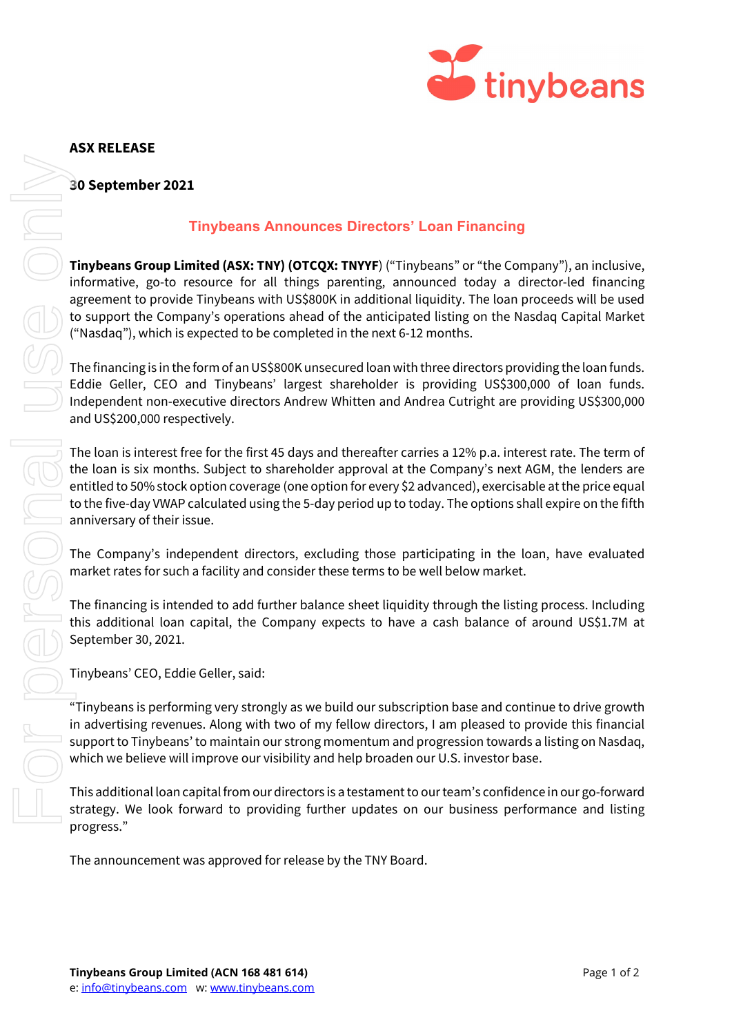**ASX RELEASE**

**30 September 2021**

## Tinybeans Announces Directors' Loan Financing

**Tinybeans Group Limited (ASX: TNY) (OTCQX: TNYYF**) ("Tinybeans" or "the Company"), an inclusive, informative, go-to resource for all things parenting, announced today a director-led financing agreement to provide Tinybeans with US$800K in additional liquidity. The loan proceeds will be used to support the Company's operations ahead of the anticipated listing on the Nasdaq Capital Market ("Nasdaq"), which is expected to be completed in the next 6-12 months.

The financing is in the form of an US$800K unsecured loan with three directors providing the loan funds. Eddie Geller, CEO and Tinybeans' largest shareholder is providing US$300,000 of loan funds. Independent non-executive directors Andrew Whitten and Andrea Cutright are providing US$300,000 and US$200,000 respectively.

The loan is interest free for the first 45 days and thereafter carries a 12% p.a. interest rate. The term of the loan is six months. Subject to shareholder approval at the Company's next AGM, the lenders are entitled to 50% stock option coverage (one option for every $2 advanced), exercisable at the price equal to the five-day VWAP calculated using the 5-day period up to today. The options shall expire on the fifth anniversary of their issue.

The Company's independent directors, excluding those participating in the loan, have evaluated market rates for such a facility and consider these terms to be well below market.

The financing is intended to add further balance sheet liquidity through the listing process. Including this additional loan capital, the Company expects to have a cash balance of around US$1.7M at September 30, 2021.

Tinybeans' CEO, Eddie Geller, said:

"Tinybeans is performing very strongly as we build our subscription base and continue to drive growth in advertising revenues. Along with two of my fellow directors, I am pleased to provide this financial support to Tinybeans' to maintain our strong momentum and progression towards a listing on Nasdaq, which we believe will improve our visibility and help broaden our U.S. investor base.

This additional loan capital from our directors is a testament to our team's confidence in our go-forward strategy. We look forward to providing further updates on our business performance and listing progress."

The announcement was approved for release by the TNY Board.

**Tinybeans Group Limited (ACN 168 481 614)**
e: info@tinybeans.com w: www.tinybeans.com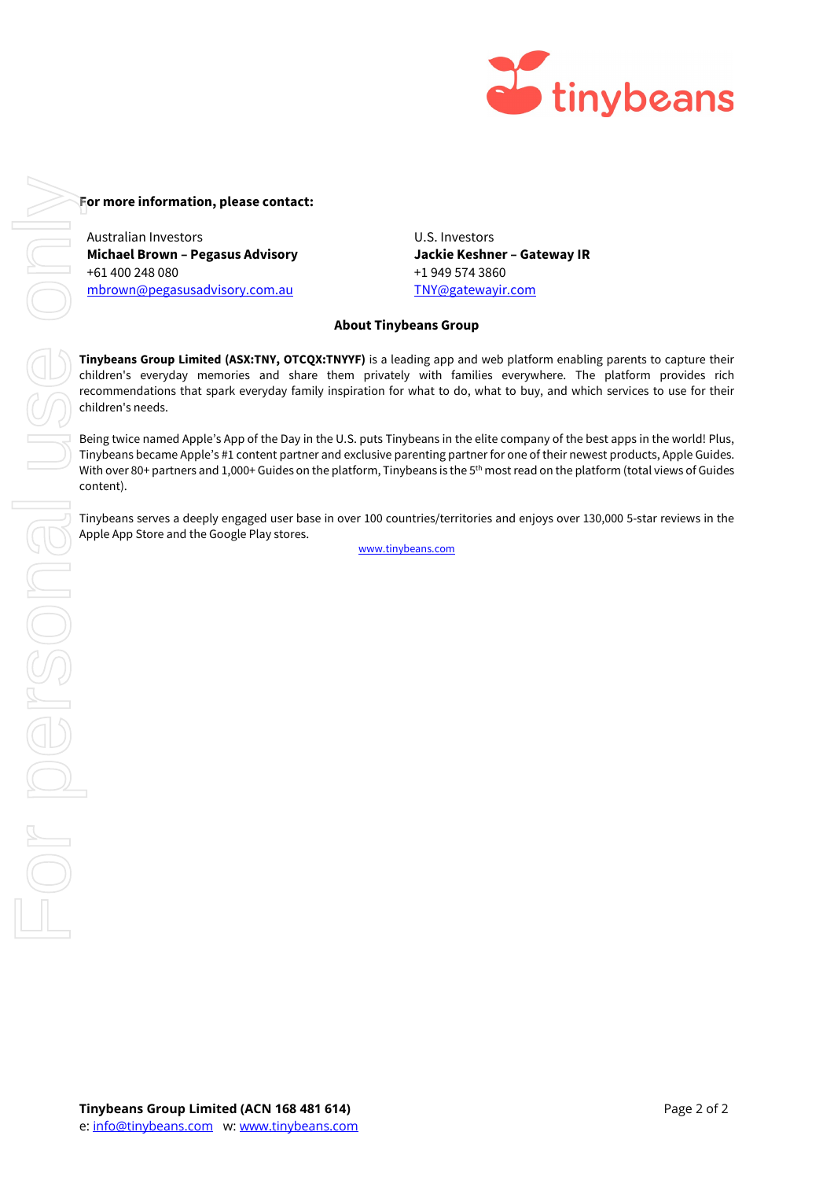**For more information, please contact:**

Australian Investors
**Michael Brown – Pegasus Advisory**
+61 400 248 080
mbrown@pegasusadvisory.com.au

U.S. Investors
**Jackie Keshner – Gateway IR**
+1 949 574 3860
TNY@gatewayir.com

## About Tinybeans Group

**Tinybeans Group Limited (ASX:TNY, OTCQX:TNYYF)** is a leading app and web platform enabling parents to capture their children's everyday memories and share them privately with families everywhere. The platform provides rich recommendations that spark everyday family inspiration for what to do, what to buy, and which services to use for their children's needs.

Being twice named Apple's App of the Day in the U.S. puts Tinybeans in the elite company of the best apps in the world! Plus, Tinybeans became Apple's #1 content partner and exclusive parenting partner for one of their newest products, Apple Guides. With over 80+ partners and 1,000+ Guides on the platform, Tinybeans is the 5th most read on the platform (total views of Guides content).

Tinybeans serves a deeply engaged user base in over 100 countries/territories and enjoys over 130,000 5-star reviews in the Apple App Store and the Google Play stores.

www.tinybeans.com

**Tinybeans Group Limited (ACN 168 481 614)**
e: info@tinybeans.com w: www.tinybeans.com